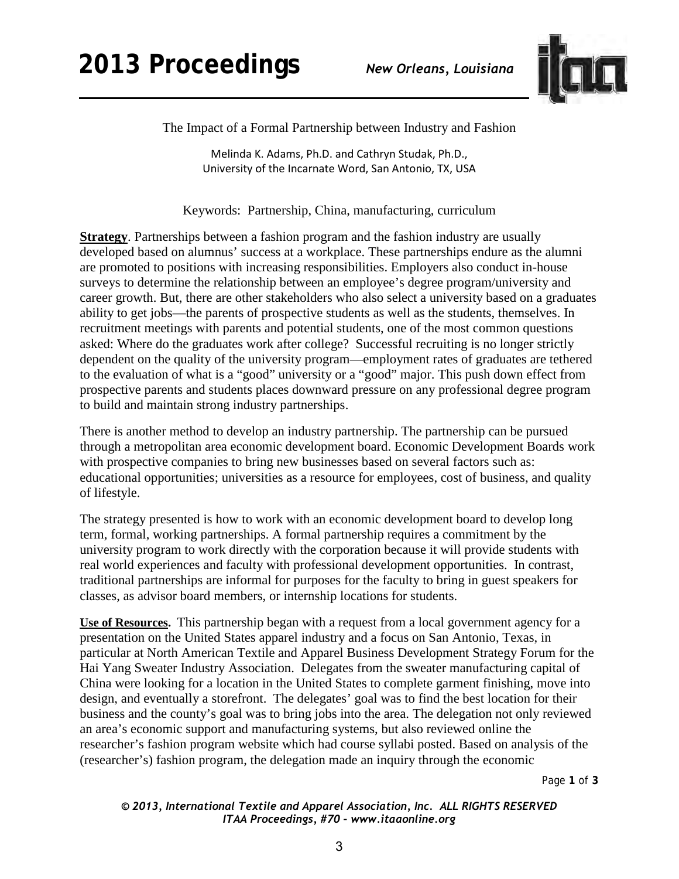# The Impact of a Formal Partnership between Industry and Fashion

Melinda K. Adams, Ph.D. and Cathryn Studak, Ph.D.,
University of the Incarnate Word, San Antonio, TX, USA

Keywords: Partnership, China, manufacturing, curriculum

**Strategy**. Partnerships between a fashion program and the fashion industry are usually developed based on alumnus' success at a workplace. These partnerships endure as the alumni are promoted to positions with increasing responsibilities. Employers also conduct in-house surveys to determine the relationship between an employee's degree program/university and career growth. But, there are other stakeholders who also select a university based on a graduates ability to get jobs—the parents of prospective students as well as the students, themselves. In recruitment meetings with parents and potential students, one of the most common questions asked: Where do the graduates work after college? Successful recruiting is no longer strictly dependent on the quality of the university program—employment rates of graduates are tethered to the evaluation of what is a "good" university or a "good" major. This push down effect from prospective parents and students places downward pressure on any professional degree program to build and maintain strong industry partnerships.

There is another method to develop an industry partnership. The partnership can be pursued through a metropolitan area economic development board. Economic Development Boards work with prospective companies to bring new businesses based on several factors such as: educational opportunities; universities as a resource for employees, cost of business, and quality of lifestyle.

The strategy presented is how to work with an economic development board to develop long term, formal, working partnerships. A formal partnership requires a commitment by the university program to work directly with the corporation because it will provide students with real world experiences and faculty with professional development opportunities. In contrast, traditional partnerships are informal for purposes for the faculty to bring in guest speakers for classes, as advisor board members, or internship locations for students.

**Use of Resources.** This partnership began with a request from a local government agency for a presentation on the United States apparel industry and a focus on San Antonio, Texas, in particular at North American Textile and Apparel Business Development Strategy Forum for the Hai Yang Sweater Industry Association. Delegates from the sweater manufacturing capital of China were looking for a location in the United States to complete garment finishing, move into design, and eventually a storefront. The delegates' goal was to find the best location for their business and the county's goal was to bring jobs into the area. The delegation not only reviewed an area's economic support and manufacturing systems, but also reviewed online the researcher's fashion program website which had course syllabi posted. Based on analysis of the (researcher's) fashion program, the delegation made an inquiry through the economic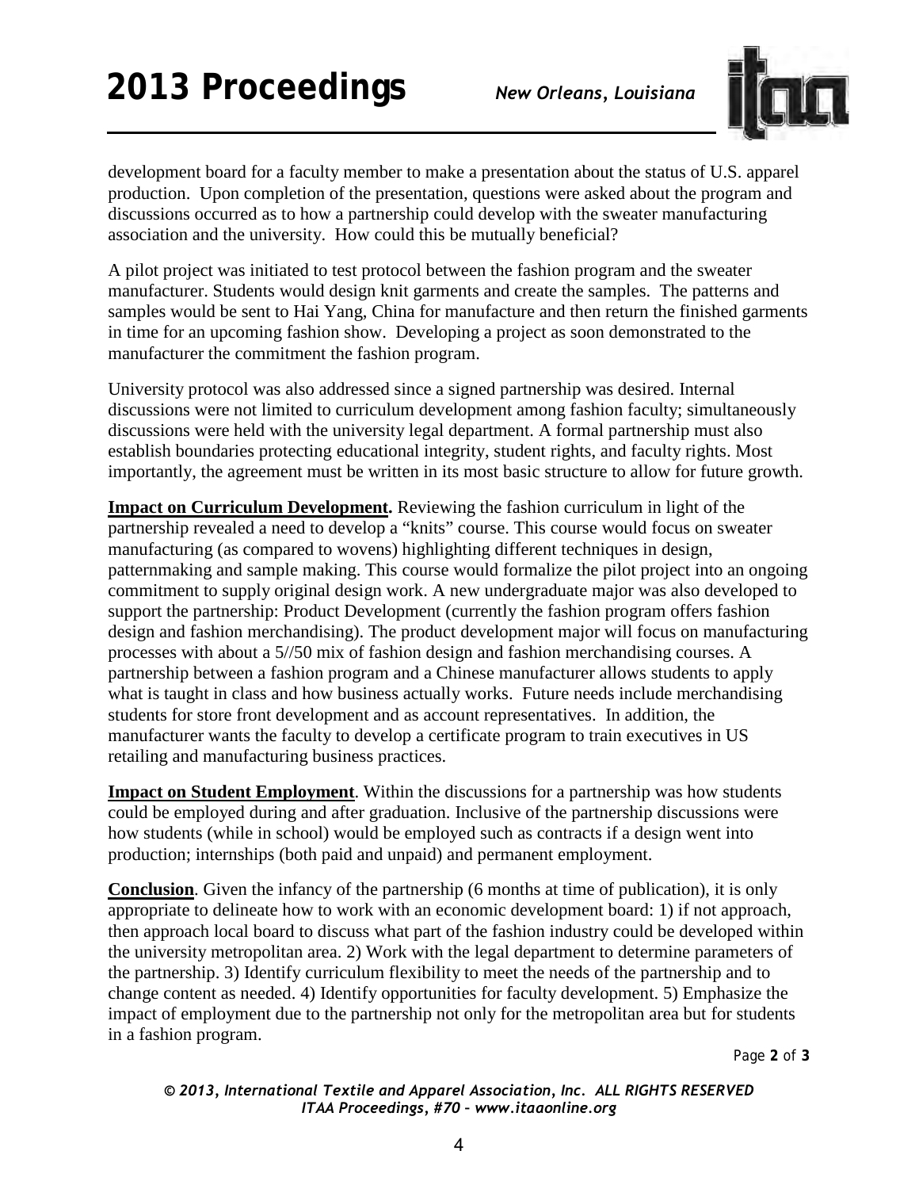development board for a faculty member to make a presentation about the status of U.S. apparel production. Upon completion of the presentation, questions were asked about the program and discussions occurred as to how a partnership could develop with the sweater manufacturing association and the university. How could this be mutually beneficial?

A pilot project was initiated to test protocol between the fashion program and the sweater manufacturer. Students would design knit garments and create the samples. The patterns and samples would be sent to Hai Yang, China for manufacture and then return the finished garments in time for an upcoming fashion show. Developing a project as soon demonstrated to the manufacturer the commitment the fashion program.

University protocol was also addressed since a signed partnership was desired. Internal discussions were not limited to curriculum development among fashion faculty; simultaneously discussions were held with the university legal department. A formal partnership must also establish boundaries protecting educational integrity, student rights, and faculty rights. Most importantly, the agreement must be written in its most basic structure to allow for future growth.

**Impact on Curriculum Development.** Reviewing the fashion curriculum in light of the partnership revealed a need to develop a "knits" course. This course would focus on sweater manufacturing (as compared to wovens) highlighting different techniques in design, patternmaking and sample making. This course would formalize the pilot project into an ongoing commitment to supply original design work. A new undergraduate major was also developed to support the partnership: Product Development (currently the fashion program offers fashion design and fashion merchandising). The product development major will focus on manufacturing processes with about a 5//50 mix of fashion design and fashion merchandising courses. A partnership between a fashion program and a Chinese manufacturer allows students to apply what is taught in class and how business actually works. Future needs include merchandising students for store front development and as account representatives. In addition, the manufacturer wants the faculty to develop a certificate program to train executives in US retailing and manufacturing business practices.

**Impact on Student Employment**. Within the discussions for a partnership was how students could be employed during and after graduation. Inclusive of the partnership discussions were how students (while in school) would be employed such as contracts if a design went into production; internships (both paid and unpaid) and permanent employment.

**Conclusion**. Given the infancy of the partnership (6 months at time of publication), it is only appropriate to delineate how to work with an economic development board: 1) if not approach, then approach local board to discuss what part of the fashion industry could be developed within the university metropolitan area. 2) Work with the legal department to determine parameters of the partnership. 3) Identify curriculum flexibility to meet the needs of the partnership and to change content as needed. 4) Identify opportunities for faculty development. 5) Emphasize the impact of employment due to the partnership not only for the metropolitan area but for students in a fashion program.